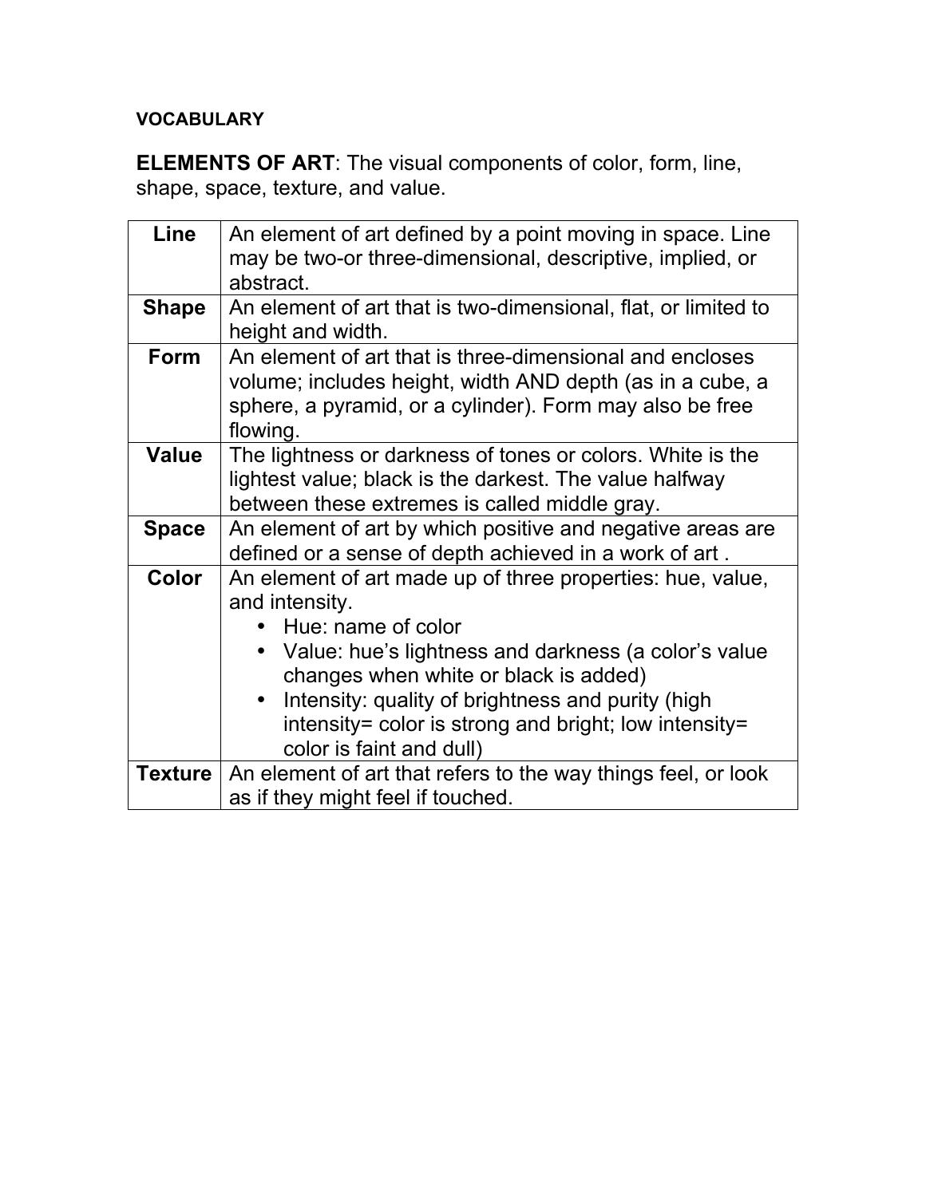VOCABULARY

**ELEMENTS OF ART**: The visual components of color, form, line, shape, space, texture, and value.

| | |
|---|---|
| **Line** | An element of art defined by a point moving in space. Line may be two-or three-dimensional, descriptive, implied, or abstract. |
| **Shape** | An element of art that is two-dimensional, flat, or limited to height and width. |
| **Form** | An element of art that is three-dimensional and encloses volume; includes height, width AND depth (as in a cube, a sphere, a pyramid, or a cylinder). Form may also be free flowing. |
| **Value** | The lightness or darkness of tones or colors. White is the lightest value; black is the darkest. The value halfway between these extremes is called middle gray. |
| **Space** | An element of art by which positive and negative areas are defined or a sense of depth achieved in a work of art . |
| **Color** | An element of art made up of three properties: hue, value, and intensity. <br>• Hue: name of color <br>• Value: hue's lightness and darkness (a color's value changes when white or black is added) <br>• Intensity: quality of brightness and purity (high intensity= color is strong and bright; low intensity= color is faint and dull) |
| **Texture** | An element of art that refers to the way things feel, or look as if they might feel if touched. |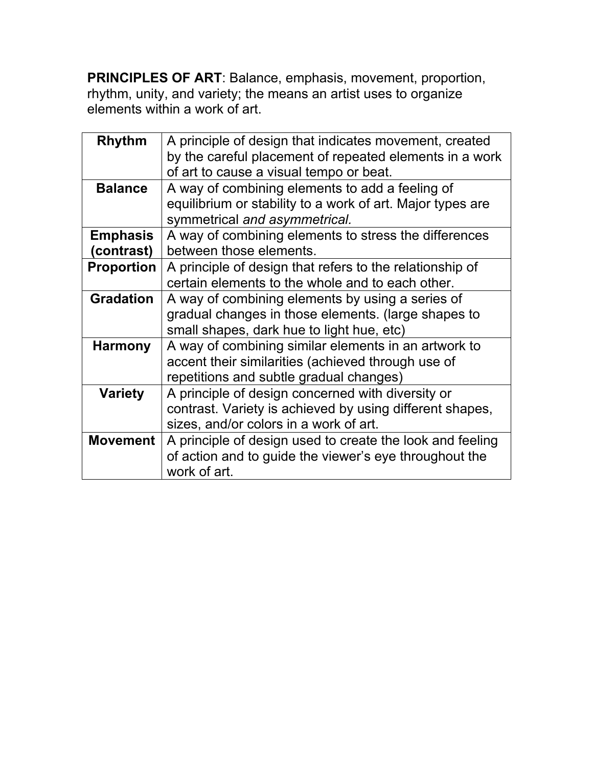**PRINCIPLES OF ART**: Balance, emphasis, movement, proportion, rhythm, unity, and variety; the means an artist uses to organize elements within a work of art.

| | |
|---|---|
| **Rhythm** | A principle of design that indicates movement, created by the careful placement of repeated elements in a work of art to cause a visual tempo or beat. |
| **Balance** | A way of combining elements to add a feeling of equilibrium or stability to a work of art. Major types are symmetrical *and asymmetrical.* |
| **Emphasis (contrast)** | A way of combining elements to stress the differences between those elements. |
| **Proportion** | A principle of design that refers to the relationship of certain elements to the whole and to each other. |
| **Gradation** | A way of combining elements by using a series of gradual changes in those elements. (large shapes to small shapes, dark hue to light hue, etc) |
| **Harmony** | A way of combining similar elements in an artwork to accent their similarities (achieved through use of repetitions and subtle gradual changes) |
| **Variety** | A principle of design concerned with diversity or contrast. Variety is achieved by using different shapes, sizes, and/or colors in a work of art. |
| **Movement** | A principle of design used to create the look and feeling of action and to guide the viewer's eye throughout the work of art. |